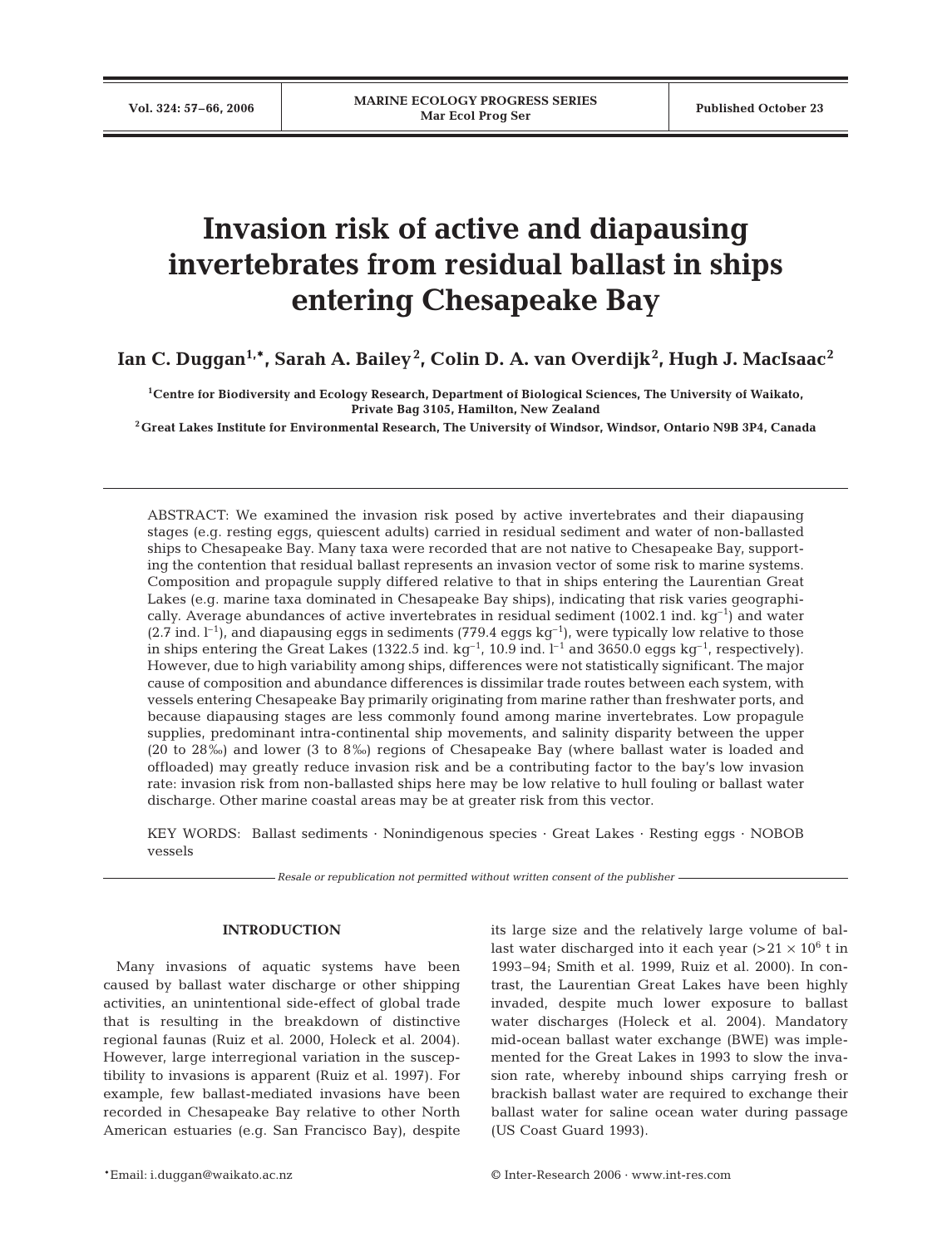# Invasion risk of active and diapausing invertebrates from residual ballast in ships entering Chesapeake Bay

**Ian C. Duggan[1,*], Sarah A. Bailey[2], Colin D. A. van Overdijk[2], Hugh J. MacIsaac[2]**

[1]Centre for Biodiversity and Ecology Research, Department of Biological Sciences, The University of Waikato, Private Bag 3105, Hamilton, New Zealand

[2]Great Lakes Institute for Environmental Research, The University of Windsor, Windsor, Ontario N9B 3P4, Canada

ABSTRACT: We examined the invasion risk posed by active invertebrates and their diapausing stages (e.g. resting eggs, quiescent adults) carried in residual sediment and water of non-ballasted ships to Chesapeake Bay. Many taxa were recorded that are not native to Chesapeake Bay, supporting the contention that residual ballast represents an invasion vector of some risk to marine systems. Composition and propagule supply differed relative to that in ships entering the Laurentian Great Lakes (e.g. marine taxa dominated in Chesapeake Bay ships), indicating that risk varies geographically. Average abundances of active invertebrates in residual sediment (1002.1 ind. $kg^{-1}$) and water (2.7 ind. $l^{-1}$), and diapausing eggs in sediments (779.4 eggs $kg^{-1}$), were typically low relative to those in ships entering the Great Lakes (1322.5 ind. $kg^{-1}$, 10.9 ind. $l^{-1}$ and 3650.0 eggs $kg^{-1}$, respectively). However, due to high variability among ships, differences were not statistically significant. The major cause of composition and abundance differences is dissimilar trade routes between each system, with vessels entering Chesapeake Bay primarily originating from marine rather than freshwater ports, and because diapausing stages are less commonly found among marine invertebrates. Low propagule supplies, predominant intra-continental ship movements, and salinity disparity between the upper (20 to 28‰) and lower (3 to 8‰) regions of Chesapeake Bay (where ballast water is loaded and offloaded) may greatly reduce invasion risk and be a contributing factor to the bay's low invasion rate: invasion risk from non-ballasted ships here may be low relative to hull fouling or ballast water discharge. Other marine coastal areas may be at greater risk from this vector.

KEY WORDS: Ballast sediments · Nonindigenous species · Great Lakes · Resting eggs · NOBOB vessels

*Resale or republication not permitted without written consent of the publisher*

## INTRODUCTION

Many invasions of aquatic systems have been caused by ballast water discharge or other shipping activities, an unintentional side-effect of global trade that is resulting in the breakdown of distinctive regional faunas (Ruiz et al. 2000, Holeck et al. 2004). However, large interregional variation in the susceptibility to invasions is apparent (Ruiz et al. 1997). For example, few ballast-mediated invasions have been recorded in Chesapeake Bay relative to other North American estuaries (e.g. San Francisco Bay), despite its large size and the relatively large volume of ballast water discharged into it each year (>21 × $10^6$ t in 1993–94; Smith et al. 1999, Ruiz et al. 2000). In contrast, the Laurentian Great Lakes have been highly invaded, despite much lower exposure to ballast water discharges (Holeck et al. 2004). Mandatory mid-ocean ballast water exchange (BWE) was implemented for the Great Lakes in 1993 to slow the invasion rate, whereby inbound ships carrying fresh or brackish ballast water are required to exchange their ballast water for saline ocean water during passage (US Coast Guard 1993).

*Email: i.duggan@waikato.ac.nz

© Inter-Research 2006 · www.int-res.com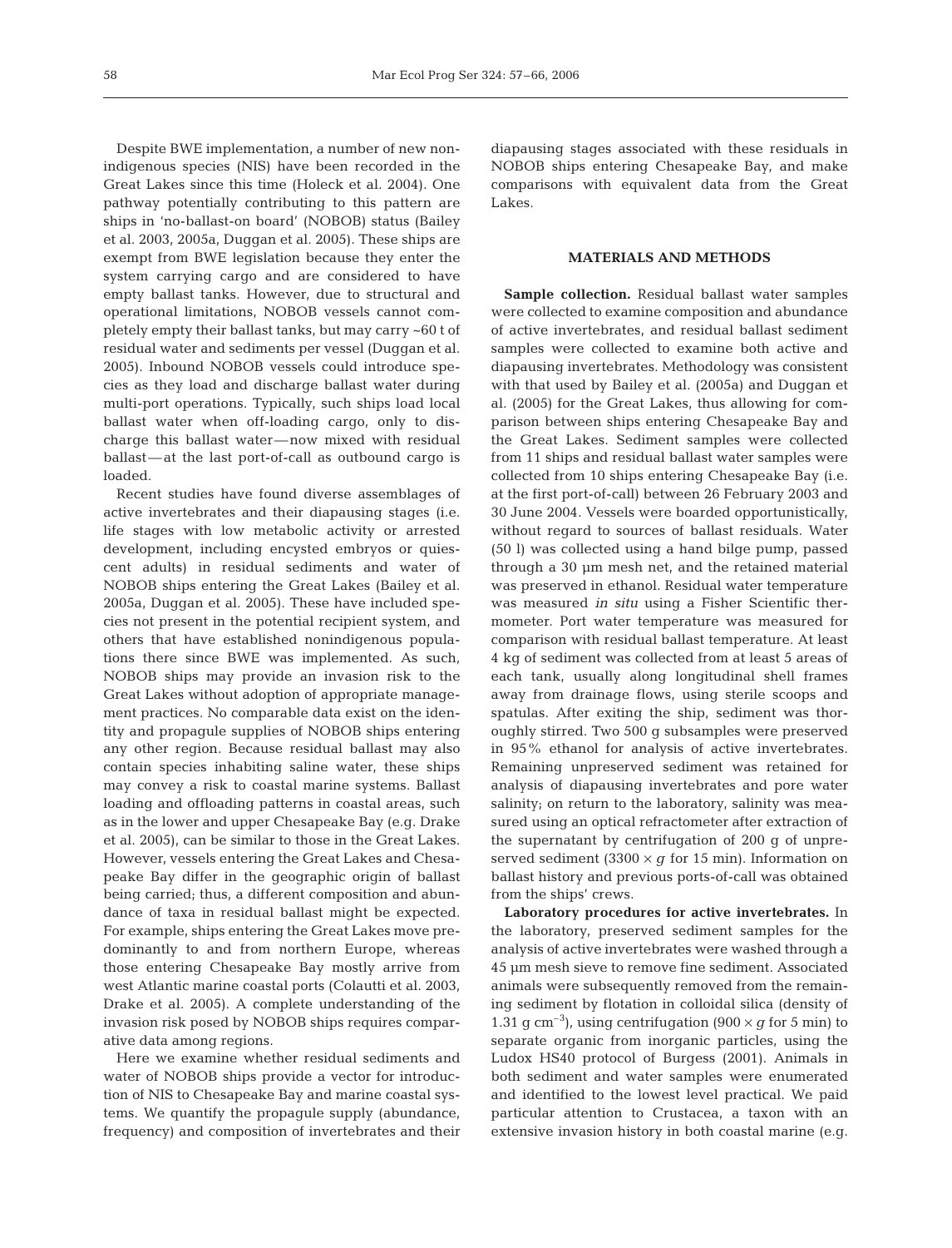Despite BWE implementation, a number of new nonindigenous species (NIS) have been recorded in the Great Lakes since this time (Holeck et al. 2004). One pathway potentially contributing to this pattern are ships in 'no-ballast-on board' (NOBOB) status (Bailey et al. 2003, 2005a, Duggan et al. 2005). These ships are exempt from BWE legislation because they enter the system carrying cargo and are considered to have empty ballast tanks. However, due to structural and operational limitations, NOBOB vessels cannot completely empty their ballast tanks, but may carry ~60 t of residual water and sediments per vessel (Duggan et al. 2005). Inbound NOBOB vessels could introduce species as they load and discharge ballast water during multi-port operations. Typically, such ships load local ballast water when off-loading cargo, only to discharge this ballast water — now mixed with residual ballast — at the last port-of-call as outbound cargo is loaded.

Recent studies have found diverse assemblages of active invertebrates and their diapausing stages (i.e. life stages with low metabolic activity or arrested development, including encysted embryos or quiescent adults) in residual sediments and water of NOBOB ships entering the Great Lakes (Bailey et al. 2005a, Duggan et al. 2005). These have included species not present in the potential recipient system, and others that have established nonindigenous populations there since BWE was implemented. As such, NOBOB ships may provide an invasion risk to the Great Lakes without adoption of appropriate management practices. No comparable data exist on the identity and propagule supplies of NOBOB ships entering any other region. Because residual ballast may also contain species inhabiting saline water, these ships may convey a risk to coastal marine systems. Ballast loading and offloading patterns in coastal areas, such as in the lower and upper Chesapeake Bay (e.g. Drake et al. 2005), can be similar to those in the Great Lakes. However, vessels entering the Great Lakes and Chesapeake Bay differ in the geographic origin of ballast being carried; thus, a different composition and abundance of taxa in residual ballast might be expected. For example, ships entering the Great Lakes move predominantly to and from northern Europe, whereas those entering Chesapeake Bay mostly arrive from west Atlantic marine coastal ports (Colautti et al. 2003, Drake et al. 2005). A complete understanding of the invasion risk posed by NOBOB ships requires comparative data among regions.

Here we examine whether residual sediments and water of NOBOB ships provide a vector for introduction of NIS to Chesapeake Bay and marine coastal systems. We quantify the propagule supply (abundance, frequency) and composition of invertebrates and their diapausing stages associated with these residuals in NOBOB ships entering Chesapeake Bay, and make comparisons with equivalent data from the Great Lakes.

## MATERIALS AND METHODS

**Sample collection.** Residual ballast water samples were collected to examine composition and abundance of active invertebrates, and residual ballast sediment samples were collected to examine both active and diapausing invertebrates. Methodology was consistent with that used by Bailey et al. (2005a) and Duggan et al. (2005) for the Great Lakes, thus allowing for comparison between ships entering Chesapeake Bay and the Great Lakes. Sediment samples were collected from 11 ships and residual ballast water samples were collected from 10 ships entering Chesapeake Bay (i.e. at the first port-of-call) between 26 February 2003 and 30 June 2004. Vessels were boarded opportunistically, without regard to sources of ballast residuals. Water (50 l) was collected using a hand bilge pump, passed through a 30 µm mesh net, and the retained material was preserved in ethanol. Residual water temperature was measured *in situ* using a Fisher Scientific thermometer. Port water temperature was measured for comparison with residual ballast temperature. At least 4 kg of sediment was collected from at least 5 areas of each tank, usually along longitudinal shell frames away from drainage flows, using sterile scoops and spatulas. After exiting the ship, sediment was thoroughly stirred. Two 500 g subsamples were preserved in 95% ethanol for analysis of active invertebrates. Remaining unpreserved sediment was retained for analysis of diapausing invertebrates and pore water salinity; on return to the laboratory, salinity was measured using an optical refractometer after extraction of the supernatant by centrifugation of 200 g of unpreserved sediment ($3300 \times g$ for 15 min). Information on ballast history and previous ports-of-call was obtained from the ships' crews.

**Laboratory procedures for active invertebrates.** In the laboratory, preserved sediment samples for the analysis of active invertebrates were washed through a 45 µm mesh sieve to remove fine sediment. Associated animals were subsequently removed from the remaining sediment by flotation in colloidal silica (density of 1.31 g $cm^{-3}$), using centrifugation ($900 \times g$ for 5 min) to separate organic from inorganic particles, using the Ludox HS40 protocol of Burgess (2001). Animals in both sediment and water samples were enumerated and identified to the lowest level practical. We paid particular attention to Crustacea, a taxon with an extensive invasion history in both coastal marine (e.g.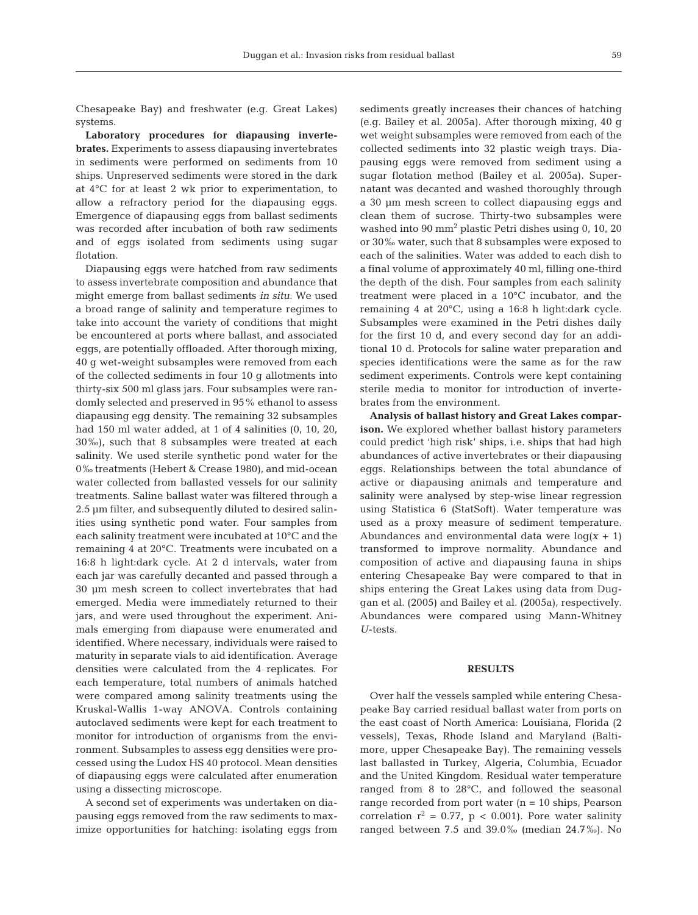Chesapeake Bay) and freshwater (e.g. Great Lakes) systems.

**Laboratory procedures for diapausing invertebrates.** Experiments to assess diapausing invertebrates in sediments were performed on sediments from 10 ships. Unpreserved sediments were stored in the dark at 4°C for at least 2 wk prior to experimentation, to allow a refractory period for the diapausing eggs. Emergence of diapausing eggs from ballast sediments was recorded after incubation of both raw sediments and of eggs isolated from sediments using sugar flotation.

Diapausing eggs were hatched from raw sediments to assess invertebrate composition and abundance that might emerge from ballast sediments *in situ*. We used a broad range of salinity and temperature regimes to take into account the variety of conditions that might be encountered at ports where ballast, and associated eggs, are potentially offloaded. After thorough mixing, 40 g wet-weight subsamples were removed from each of the collected sediments in four 10 g allotments into thirty-six 500 ml glass jars. Four subsamples were randomly selected and preserved in 95% ethanol to assess diapausing egg density. The remaining 32 subsamples had 150 ml water added, at 1 of 4 salinities (0, 10, 20, 30‰), such that 8 subsamples were treated at each salinity. We used sterile synthetic pond water for the 0‰ treatments (Hebert & Crease 1980), and mid-ocean water collected from ballasted vessels for our salinity treatments. Saline ballast water was filtered through a 2.5 µm filter, and subsequently diluted to desired salinities using synthetic pond water. Four samples from each salinity treatment were incubated at 10°C and the remaining 4 at 20°C. Treatments were incubated on a 16:8 h light:dark cycle. At 2 d intervals, water from each jar was carefully decanted and passed through a 30 µm mesh screen to collect invertebrates that had emerged. Media were immediately returned to their jars, and were used throughout the experiment. Animals emerging from diapause were enumerated and identified. Where necessary, individuals were raised to maturity in separate vials to aid identification. Average densities were calculated from the 4 replicates. For each temperature, total numbers of animals hatched were compared among salinity treatments using the Kruskal-Wallis 1-way ANOVA. Controls containing autoclaved sediments were kept for each treatment to monitor for introduction of organisms from the environment. Subsamples to assess egg densities were processed using the Ludox HS 40 protocol. Mean densities of diapausing eggs were calculated after enumeration using a dissecting microscope.

A second set of experiments was undertaken on diapausing eggs removed from the raw sediments to maximize opportunities for hatching: isolating eggs from sediments greatly increases their chances of hatching (e.g. Bailey et al. 2005a). After thorough mixing, 40 g wet weight subsamples were removed from each of the collected sediments into 32 plastic weigh trays. Diapausing eggs were removed from sediment using a sugar flotation method (Bailey et al. 2005a). Supernatant was decanted and washed thoroughly through a 30 µm mesh screen to collect diapausing eggs and clean them of sucrose. Thirty-two subsamples were washed into 90 mm$^2$ plastic Petri dishes using 0, 10, 20 or 30‰ water, such that 8 subsamples were exposed to each of the salinities. Water was added to each dish to a final volume of approximately 40 ml, filling one-third the depth of the dish. Four samples from each salinity treatment were placed in a 10°C incubator, and the remaining 4 at 20°C, using a 16:8 h light:dark cycle. Subsamples were examined in the Petri dishes daily for the first 10 d, and every second day for an additional 10 d. Protocols for saline water preparation and species identifications were the same as for the raw sediment experiments. Controls were kept containing sterile media to monitor for introduction of invertebrates from the environment.

**Analysis of ballast history and Great Lakes comparison.** We explored whether ballast history parameters could predict 'high risk' ships, i.e. ships that had high abundances of active invertebrates or their diapausing eggs. Relationships between the total abundance of active or diapausing animals and temperature and salinity were analysed by step-wise linear regression using Statistica 6 (StatSoft). Water temperature was used as a proxy measure of sediment temperature. Abundances and environmental data were $\log(x + 1)$ transformed to improve normality. Abundance and composition of active and diapausing fauna in ships entering Chesapeake Bay were compared to that in ships entering the Great Lakes using data from Duggan et al. (2005) and Bailey et al. (2005a), respectively. Abundances were compared using Mann-Whitney *U*-tests.

## RESULTS

Over half the vessels sampled while entering Chesapeake Bay carried residual ballast water from ports on the east coast of North America: Louisiana, Florida (2 vessels), Texas, Rhode Island and Maryland (Baltimore, upper Chesapeake Bay). The remaining vessels last ballasted in Turkey, Algeria, Columbia, Ecuador and the United Kingdom. Residual water temperature ranged from 8 to 28°C, and followed the seasonal range recorded from port water (n = 10 ships, Pearson correlation $r^2 = 0.77$, $p < 0.001$). Pore water salinity ranged between 7.5 and 39.0‰ (median 24.7‰). No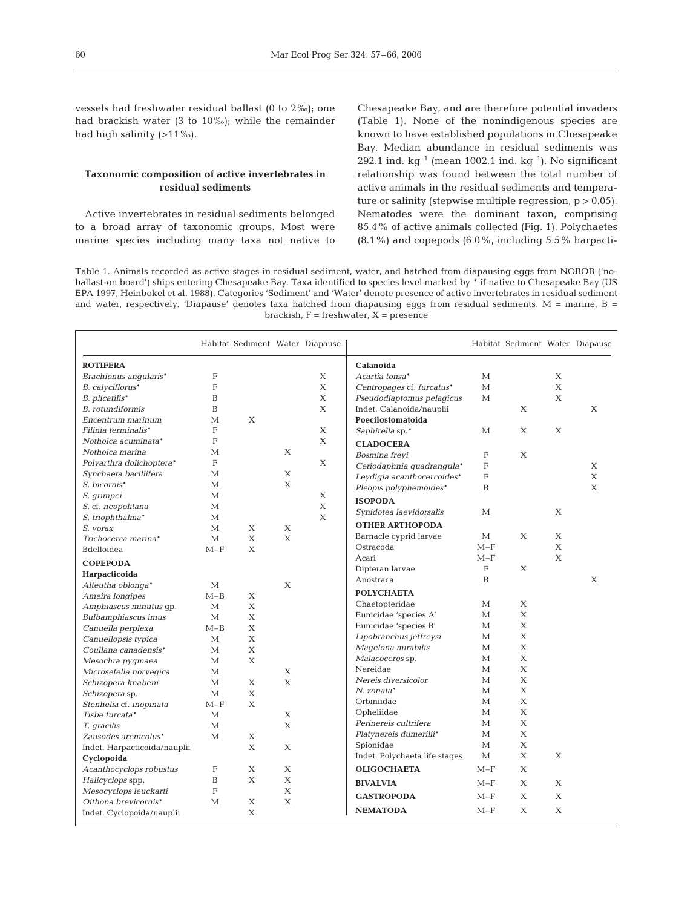vessels had freshwater residual ballast (0 to 2‰); one had brackish water (3 to 10‰); while the remainder had high salinity (>11‰).

### Taxonomic composition of active invertebrates in residual sediments

Active invertebrates in residual sediments belonged to a broad array of taxonomic groups. Most were marine species including many taxa not native to Chesapeake Bay, and are therefore potential invaders (Table 1). None of the nonindigenous species are known to have established populations in Chesapeake Bay. Median abundance in residual sediments was 292.1 ind. $kg^{-1}$ (mean 1002.1 ind. $kg^{-1}$). No significant relationship was found between the total number of active animals in the residual sediments and temperature or salinity (stepwise multiple regression, $p > 0.05$). Nematodes were the dominant taxon, comprising 85.4% of active animals collected (Fig. 1). Polychaetes (8.1%) and copepods (6.0%, including 5.5% harpacti-

Table 1. Animals recorded as active stages in residual sediment, water, and hatched from diapausing eggs from NOBOB ('no-ballast-on board') ships entering Chesapeake Bay. Taxa identified to species level marked by * if native to Chesapeake Bay (US EPA 1997, Heinbokel et al. 1988). Categories 'Sediment' and 'Water' denote presence of active invertebrates in residual sediment and water, respectively. 'Diapause' denotes taxa hatched from diapausing eggs from residual sediments. M = marine, B = brackish, F = freshwater, X = presence

| | Habitat | Sediment | Water | Diapause |
|---|---|---|---|---|
| **ROTIFERA** | | | | |
| *Brachionus angularis** | F | | | X |
| *B. calyciflorus** | F | | | X |
| *B. plicatilis** | B | | | X |
| *B. rotundiformis* | B | | | X |
| *Encentrum marinum* | M | X | | |
| *Filinia terminalis** | F | | | X |
| *Notholca acuminata** | F | | | X |
| *Notholca marina* | M | | X | |
| *Polyarthra dolichoptera** | F | | | X |
| *Synchaeta bacillifera* | M | | X | |
| *S. bicornis** | M | | X | |
| *S. grimpei* | M | | | X |
| *S.* cf. *neopolitana* | M | | | X |
| *S. triophthalma** | M | | | X |
| *S. vorax* | M | X | X | |
| *Trichocerca marina** | M | X | X | |
| Bdelloidea | M–F | X | | |
| **COPEPODA** | | | | |
| **Harpacticoida** | | | | |
| *Alteutha oblonga** | M | | X | |
| *Ameira longipes* | M–B | X | | |
| *Amphiascus minutus* gp. | M | X | | |
| *Bulbamphiascus imus* | M | X | | |
| *Canuella perplexa* | M–B | X | | |
| *Canuellopsis typica* | M | X | | |
| *Coullana canadensis** | M | X | | |
| *Mesochra pygmaea* | M | X | | |
| *Microsetella norvegica* | M | | X | |
| *Schizopera knabeni* | M | X | X | |
| *Schizopera* sp. | M | X | | |
| *Stenhelia* cf. *inopinata* | M–F | X | | |
| *Tisbe furcata** | M | | X | |
| *T. gracilis* | M | | X | |
| *Zausodes arenicolus** | M | X | | |
| Indet. Harpacticoida/nauplii | | X | X | |
| **Cyclopoida** | | | | |
| *Acanthocyclops robustus* | F | X | X | |
| *Halicyclops* spp. | B | X | X | |
| *Mesocyclops leuckarti* | F | | X | |
| *Oithona brevicornis** | M | X | X | |
| Indet. Cyclopoida/nauplii | | X | | |
| **Calanoida** | | | | |
| *Acartia tonsa** | M | | X | |
| *Centropages* cf. *furcatus** | M | | X | |
| *Pseudodiaptomus pelagicus* | M | | X | |
| Indet. Calanoida/nauplii | | X | | X |
| **Poecilostomatoida** | | | | |
| *Saphirella* sp.* | M | X | X | |
| **CLADOCERA** | | | | |
| *Bosmina freyi* | F | X | | |
| *Ceriodaphnia quadrangula** | F | | | X |
| *Leydigia acanthocercoides** | F | | | X |
| *Pleopis polyphemoides** | B | | | X |
| **ISOPODA** | | | | |
| *Synidotea laevidorsalis* | M | | X | |
| **OTHER ARTHOPODA** | | | | |
| Barnacle cyprid larvae | M | X | X | |
| Ostracoda | M–F | | X | |
| Acari | M–F | | X | |
| Dipteran larvae | F | X | | |
| Anostraca | B | | | X |
| **POLYCHAETA** | | | | |
| Chaetopteridae | M | X | | |
| Eunicidae 'species A' | M | X | | |
| Eunicidae 'species B' | M | X | | |
| *Lipobranchus jeffreysi* | M | X | | |
| *Magelona mirabilis* | M | X | | |
| *Malacoceros* sp. | M | X | | |
| Nereidae | M | X | | |
| *Nereis diversicolor* | M | X | | |
| *N. zonata** | M | X | | |
| Orbiniidae | M | X | | |
| Opheliidae | M | X | | |
| *Perinereis cultrifera* | M | X | | |
| *Platynereis dumerilii** | M | X | | |
| Spionidae | M | X | | |
| Indet. Polychaeta life stages | M | X | X | |
| **OLIGOCHAETA** | M–F | X | | |
| **BIVALVIA** | M–F | X | X | |
| **GASTROPODA** | M–F | X | X | |
| **NEMATODA** | M–F | X | X | |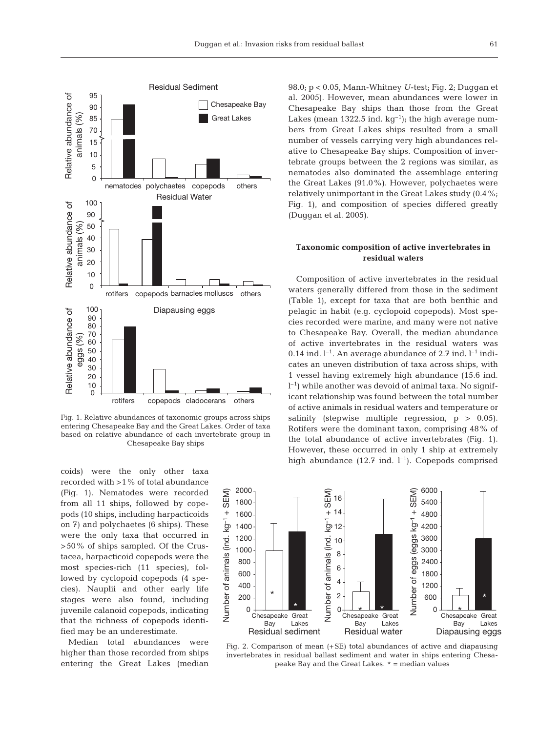Fig. 1. Relative abundances of taxonomic groups across ships entering Chesapeake Bay and the Great Lakes. Order of taxa based on relative abundance of each invertebrate group in Chesapeake Bay ships

coids) were the only other taxa recorded with >1% of total abundance (Fig. 1). Nematodes were recorded from all 11 ships, followed by copepods (10 ships, including harpacticoids on 7) and polychaetes (6 ships). These were the only taxa that occurred in >50% of ships sampled. Of the Crustacea, harpacticoid copepods were the most species-rich (11 species), followed by cyclopoid copepods (4 species). Nauplii and other early life stages were also found, including juvenile calanoid copepods, indicating that the richness of copepods identified may be an underestimate.

Median total abundances were higher than those recorded from ships entering the Great Lakes (median 98.0; $p < 0.05$, Mann-Whitney *U*-test; Fig. 2; Duggan et al. 2005). However, mean abundances were lower in Chesapeake Bay ships than those from the Great Lakes (mean 1322.5 ind. $kg^{-1}$); the high average numbers from Great Lakes ships resulted from a small number of vessels carrying very high abundances relative to Chesapeake Bay ships. Composition of invertebrate groups between the 2 regions was similar, as nematodes also dominated the assemblage entering the Great Lakes (91.0%). However, polychaetes were relatively unimportant in the Great Lakes study (0.4%; Fig. 1), and composition of species differed greatly (Duggan et al. 2005).

### Taxonomic composition of active invertebrates in residual waters

Composition of active invertebrates in the residual waters generally differed from those in the sediment (Table 1), except for taxa that are both benthic and pelagic in habit (e.g. cyclopoid copepods). Most species recorded were marine, and many were not native to Chesapeake Bay. Overall, the median abundance of active invertebrates in the residual waters was 0.14 ind. $l^{-1}$. An average abundance of 2.7 ind. $l^{-1}$ indicates an uneven distribution of taxa across ships, with 1 vessel having extremely high abundance (15.6 ind. $l^{-1}$) while another was devoid of animal taxa. No significant relationship was found between the total number of active animals in residual waters and temperature or salinity (stepwise multiple regression, $p > 0.05$). Rotifers were the dominant taxon, comprising 48% of the total abundance of active invertebrates (Fig. 1). However, these occurred in only 1 ship at extremely high abundance (12.7 ind. $l^{-1}$). Copepods comprised

Fig. 2. Comparison of mean (+SE) total abundances of active and diapausing invertebrates in residual ballast sediment and water in ships entering Chesapeake Bay and the Great Lakes. * = median values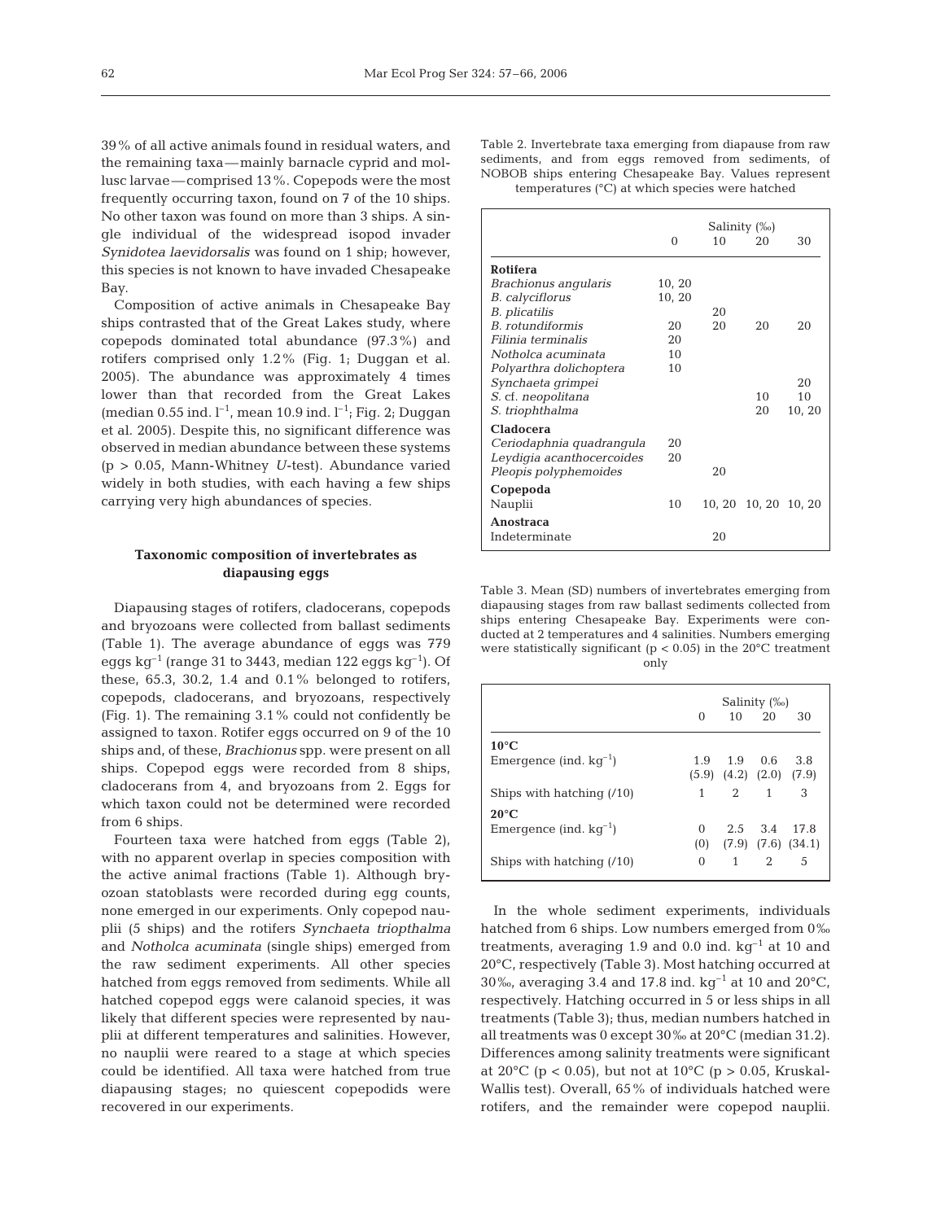39% of all active animals found in residual waters, and the remaining taxa—mainly barnacle cyprid and mollusc larvae—comprised 13%. Copepods were the most frequently occurring taxon, found on 7 of the 10 ships. No other taxon was found on more than 3 ships. A single individual of the widespread isopod invader *Synidotea laevidorsalis* was found on 1 ship; however, this species is not known to have invaded Chesapeake Bay.

Composition of active animals in Chesapeake Bay ships contrasted that of the Great Lakes study, where copepods dominated total abundance (97.3%) and rotifers comprised only 1.2% (Fig. 1; Duggan et al. 2005). The abundance was approximately 4 times lower than that recorded from the Great Lakes (median 0.55 ind. $l^{-1}$, mean 10.9 ind. $l^{-1}$; Fig. 2; Duggan et al. 2005). Despite this, no significant difference was observed in median abundance between these systems ($p > 0.05$, Mann-Whitney *U*-test). Abundance varied widely in both studies, with each having a few ships carrying very high abundances of species.

### Taxonomic composition of invertebrates as diapausing eggs

Diapausing stages of rotifers, cladocerans, copepods and bryozoans were collected from ballast sediments (Table 1). The average abundance of eggs was 779 eggs $kg^{-1}$ (range 31 to 3443, median 122 eggs $kg^{-1}$). Of these, 65.3, 30.2, 1.4 and 0.1% belonged to rotifers, copepods, cladocerans, and bryozoans, respectively (Fig. 1). The remaining 3.1% could not confidently be assigned to taxon. Rotifer eggs occurred on 9 of the 10 ships and, of these, *Brachionus* spp. were present on all ships. Copepod eggs were recorded from 8 ships, cladocerans from 4, and bryozoans from 2. Eggs for which taxon could not be determined were recorded from 6 ships.

Fourteen taxa were hatched from eggs (Table 2), with no apparent overlap in species composition with the active animal fractions (Table 1). Although bryozoan statoblasts were recorded during egg counts, none emerged in our experiments. Only copepod nauplii (5 ships) and the rotifers *Synchaeta triopthalma* and *Notholca acuminata* (single ships) emerged from the raw sediment experiments. All other species hatched from eggs removed from sediments. While all hatched copepod eggs were calanoid species, it was likely that different species were represented by nauplii at different temperatures and salinities. However, no nauplii were reared to a stage at which species could be identified. All taxa were hatched from true diapausing stages; no quiescent copepodids were recovered in our experiments.

Table 2. Invertebrate taxa emerging from diapause from raw sediments, and from eggs removed from sediments, of NOBOB ships entering Chesapeake Bay. Values represent temperatures (°C) at which species were hatched

| | Salinity (‰) | | | |
|---|---|---|---|---|
| | 0 | 10 | 20 | 30 |
| **Rotifera** | | | | |
| *Brachionus angularis* | 10, 20 | | | |
| *B. calyciflorus* | 10, 20 | | | |
| *B. plicatilis* | | 20 | | |
| *B. rotundiformis* | 20 | 20 | 20 | 20 |
| *Filinia terminalis* | 20 | | | |
| *Notholca acuminata* | 10 | | | |
| *Polyarthra dolichoptera* | 10 | | | |
| *Synchaeta grimpei* | | | | 20 |
| *S.* cf. *neopolitana* | | | 10 | 10 |
| *S. triophthalma* | | | 20 | 10, 20 |
| **Cladocera** | | | | |
| *Ceriodaphnia quadrangula* | 20 | | | |
| *Leydigia acanthocercoides* | 20 | | | |
| *Pleopis polyphemoides* | | 20 | | |
| **Copepoda** | | | | |
| Nauplii | 10 | 10, 20 | 10, 20 | 10, 20 |
| **Anostraca** | | | | |
| Indeterminate | | 20 | | |

Table 3. Mean (SD) numbers of invertebrates emerging from diapausing stages from raw ballast sediments collected from ships entering Chesapeake Bay. Experiments were conducted at 2 temperatures and 4 salinities. Numbers emerging were statistically significant ($p < 0.05$) in the 20°C treatment only

| | Salinity (‰) | | | |
|---|---|---|---|---|
| | 0 | 10 | 20 | 30 |
| **10°C** | | | | |
| Emergence (ind. $kg^{-1}$) | 1.9 (5.9) | 1.9 (4.2) | 0.6 (2.0) | 3.8 (7.9) |
| Ships with hatching (/10) | 1 | 2 | 1 | 3 |
| **20°C** | | | | |
| Emergence (ind. $kg^{-1}$) | 0 (0) | 2.5 (7.9) | 3.4 (7.6) | 17.8 (34.1) |
| Ships with hatching (/10) | 0 | 1 | 2 | 5 |

In the whole sediment experiments, individuals hatched from 6 ships. Low numbers emerged from 0‰ treatments, averaging 1.9 and 0.0 ind. $kg^{-1}$ at 10 and 20°C, respectively (Table 3). Most hatching occurred at 30‰, averaging 3.4 and 17.8 ind. $kg^{-1}$ at 10 and 20°C, respectively. Hatching occurred in 5 or less ships in all treatments (Table 3); thus, median numbers hatched in all treatments was 0 except 30‰ at 20°C (median 31.2). Differences among salinity treatments were significant at 20°C ($p < 0.05$), but not at 10°C ($p > 0.05$, Kruskal-Wallis test). Overall, 65% of individuals hatched were rotifers, and the remainder were copepod nauplii.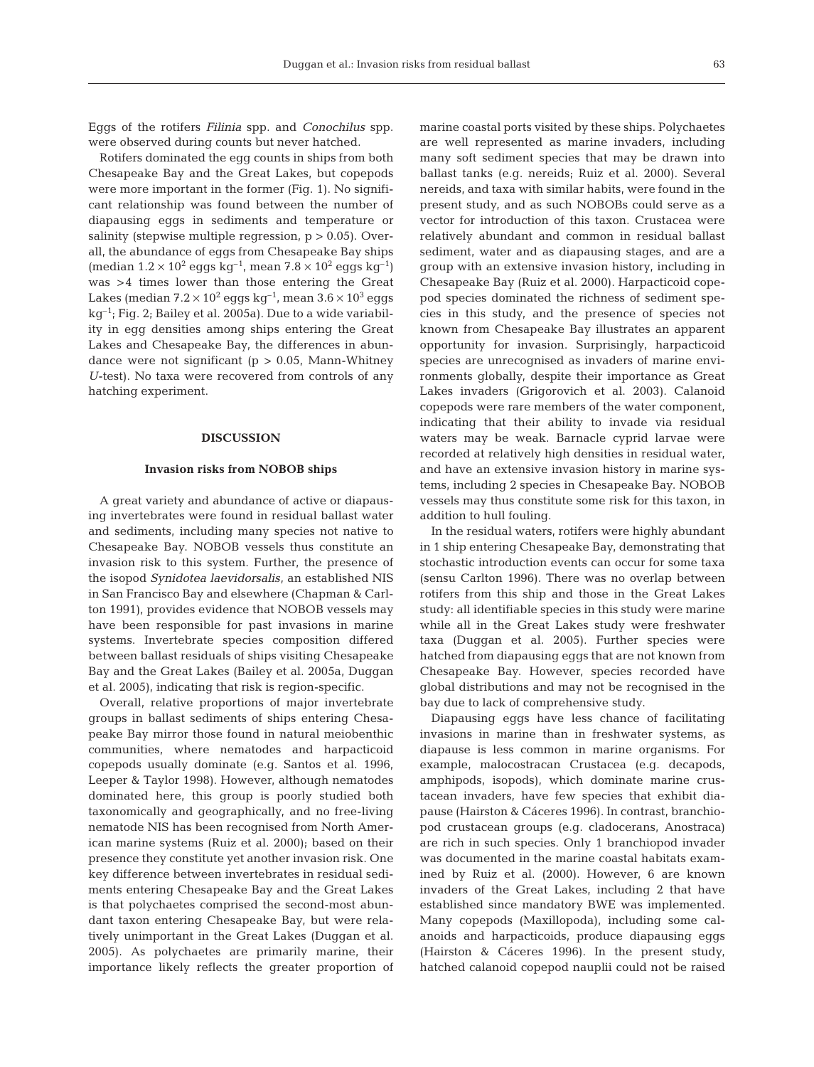Eggs of the rotifers *Filinia* spp. and *Conochilus* spp. were observed during counts but never hatched.

Rotifers dominated the egg counts in ships from both Chesapeake Bay and the Great Lakes, but copepods were more important in the former (Fig. 1). No significant relationship was found between the number of diapausing eggs in sediments and temperature or salinity (stepwise multiple regression, $p > 0.05$). Overall, the abundance of eggs from Chesapeake Bay ships (median $1.2 \times 10^2$ eggs kg$^{-1}$, mean $7.8 \times 10^2$ eggs kg$^{-1}$) was >4 times lower than those entering the Great Lakes (median $7.2 \times 10^2$ eggs kg$^{-1}$, mean $3.6 \times 10^3$ eggs kg$^{-1}$; Fig. 2; Bailey et al. 2005a). Due to a wide variability in egg densities among ships entering the Great Lakes and Chesapeake Bay, the differences in abundance were not significant ($p > 0.05$, Mann-Whitney *U*-test). No taxa were recovered from controls of any hatching experiment.

## DISCUSSION

### Invasion risks from NOBOB ships

A great variety and abundance of active or diapausing invertebrates were found in residual ballast water and sediments, including many species not native to Chesapeake Bay. NOBOB vessels thus constitute an invasion risk to this system. Further, the presence of the isopod *Synidotea laevidorsalis*, an established NIS in San Francisco Bay and elsewhere (Chapman & Carlton 1991), provides evidence that NOBOB vessels may have been responsible for past invasions in marine systems. Invertebrate species composition differed between ballast residuals of ships visiting Chesapeake Bay and the Great Lakes (Bailey et al. 2005a, Duggan et al. 2005), indicating that risk is region-specific.

Overall, relative proportions of major invertebrate groups in ballast sediments of ships entering Chesapeake Bay mirror those found in natural meiobenthic communities, where nematodes and harpacticoid copepods usually dominate (e.g. Santos et al. 1996, Leeper & Taylor 1998). However, although nematodes dominated here, this group is poorly studied both taxonomically and geographically, and no free-living nematode NIS has been recognised from North American marine systems (Ruiz et al. 2000); based on their presence they constitute yet another invasion risk. One key difference between invertebrates in residual sediments entering Chesapeake Bay and the Great Lakes is that polychaetes comprised the second-most abundant taxon entering Chesapeake Bay, but were relatively unimportant in the Great Lakes (Duggan et al. 2005). As polychaetes are primarily marine, their importance likely reflects the greater proportion of marine coastal ports visited by these ships. Polychaetes are well represented as marine invaders, including many soft sediment species that may be drawn into ballast tanks (e.g. nereids; Ruiz et al. 2000). Several nereids, and taxa with similar habits, were found in the present study, and as such NOBOBs could serve as a vector for introduction of this taxon. Crustacea were relatively abundant and common in residual ballast sediment, water and as diapausing stages, and are a group with an extensive invasion history, including in Chesapeake Bay (Ruiz et al. 2000). Harpacticoid copepod species dominated the richness of sediment species in this study, and the presence of species not known from Chesapeake Bay illustrates an apparent opportunity for invasion. Surprisingly, harpacticoid species are unrecognised as invaders of marine environments globally, despite their importance as Great Lakes invaders (Grigorovich et al. 2003). Calanoid copepods were rare members of the water component, indicating that their ability to invade via residual waters may be weak. Barnacle cyprid larvae were recorded at relatively high densities in residual water, and have an extensive invasion history in marine systems, including 2 species in Chesapeake Bay. NOBOB vessels may thus constitute some risk for this taxon, in addition to hull fouling.

In the residual waters, rotifers were highly abundant in 1 ship entering Chesapeake Bay, demonstrating that stochastic introduction events can occur for some taxa (sensu Carlton 1996). There was no overlap between rotifers from this ship and those in the Great Lakes study: all identifiable species in this study were marine while all in the Great Lakes study were freshwater taxa (Duggan et al. 2005). Further species were hatched from diapausing eggs that are not known from Chesapeake Bay. However, species recorded have global distributions and may not be recognised in the bay due to lack of comprehensive study.

Diapausing eggs have less chance of facilitating invasions in marine than in freshwater systems, as diapause is less common in marine organisms. For example, malocostracan Crustacea (e.g. decapods, amphipods, isopods), which dominate marine crustacean invaders, have few species that exhibit diapause (Hairston & Cáceres 1996). In contrast, branchiopod crustacean groups (e.g. cladocerans, Anostraca) are rich in such species. Only 1 branchiopod invader was documented in the marine coastal habitats examined by Ruiz et al. (2000). However, 6 are known invaders of the Great Lakes, including 2 that have established since mandatory BWE was implemented. Many copepods (Maxillopoda), including some calanoids and harpacticoids, produce diapausing eggs (Hairston & Cáceres 1996). In the present study, hatched calanoid copepod nauplii could not be raised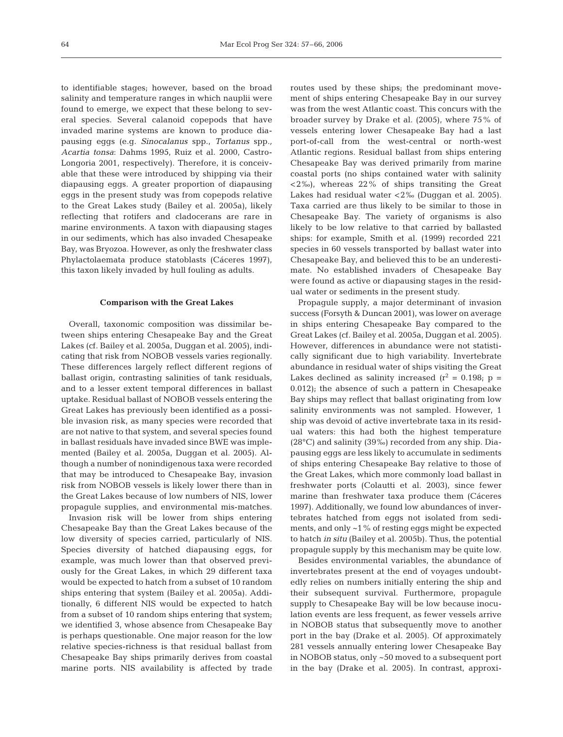to identifiable stages; however, based on the broad salinity and temperature ranges in which nauplii were found to emerge, we expect that these belong to several species. Several calanoid copepods that have invaded marine systems are known to produce diapausing eggs (e.g. *Sinocalanus* spp., *Tortanus* spp., *Acartia tonsa*: Dahms 1995, Ruiz et al. 2000, Castro-Longoria 2001, respectively). Therefore, it is conceivable that these were introduced by shipping via their diapausing eggs. A greater proportion of diapausing eggs in the present study was from copepods relative to the Great Lakes study (Bailey et al. 2005a), likely reflecting that rotifers and cladocerans are rare in marine environments. A taxon with diapausing stages in our sediments, which has also invaded Chesapeake Bay, was Bryozoa. However, as only the freshwater class Phylactolaemata produce statoblasts (Cáceres 1997), this taxon likely invaded by hull fouling as adults.

## Comparison with the Great Lakes

Overall, taxonomic composition was dissimilar between ships entering Chesapeake Bay and the Great Lakes (cf. Bailey et al. 2005a, Duggan et al. 2005), indicating that risk from NOBOB vessels varies regionally. These differences largely reflect different regions of ballast origin, contrasting salinities of tank residuals, and to a lesser extent temporal differences in ballast uptake. Residual ballast of NOBOB vessels entering the Great Lakes has previously been identified as a possible invasion risk, as many species were recorded that are not native to that system, and several species found in ballast residuals have invaded since BWE was implemented (Bailey et al. 2005a, Duggan et al. 2005). Although a number of nonindigenous taxa were recorded that may be introduced to Chesapeake Bay, invasion risk from NOBOB vessels is likely lower there than in the Great Lakes because of low numbers of NIS, lower propagule supplies, and environmental mis-matches.

Invasion risk will be lower from ships entering Chesapeake Bay than the Great Lakes because of the low diversity of species carried, particularly of NIS. Species diversity of hatched diapausing eggs, for example, was much lower than that observed previously for the Great Lakes, in which 29 different taxa would be expected to hatch from a subset of 10 random ships entering that system (Bailey et al. 2005a). Additionally, 6 different NIS would be expected to hatch from a subset of 10 random ships entering that system; we identified 3, whose absence from Chesapeake Bay is perhaps questionable. One major reason for the low relative species-richness is that residual ballast from Chesapeake Bay ships primarily derives from coastal marine ports. NIS availability is affected by trade routes used by these ships; the predominant movement of ships entering Chesapeake Bay in our survey was from the west Atlantic coast. This concurs with the broader survey by Drake et al. (2005), where 75% of vessels entering lower Chesapeake Bay had a last port-of-call from the west-central or north-west Atlantic regions. Residual ballast from ships entering Chesapeake Bay was derived primarily from marine coastal ports (no ships contained water with salinity <2‰), whereas 22% of ships transiting the Great Lakes had residual water <2‰ (Duggan et al. 2005). Taxa carried are thus likely to be similar to those in Chesapeake Bay. The variety of organisms is also likely to be low relative to that carried by ballasted ships: for example, Smith et al. (1999) recorded 221 species in 60 vessels transported by ballast water into Chesapeake Bay, and believed this to be an underestimate. No established invaders of Chesapeake Bay were found as active or diapausing stages in the residual water or sediments in the present study.

Propagule supply, a major determinant of invasion success (Forsyth & Duncan 2001), was lower on average in ships entering Chesapeake Bay compared to the Great Lakes (cf. Bailey et al. 2005a, Duggan et al. 2005). However, differences in abundance were not statistically significant due to high variability. Invertebrate abundance in residual water of ships visiting the Great Lakes declined as salinity increased ($r^2 = 0.198$; $p = 0.012$); the absence of such a pattern in Chesapeake Bay ships may reflect that ballast originating from low salinity environments was not sampled. However, 1 ship was devoid of active invertebrate taxa in its residual waters: this had both the highest temperature (28°C) and salinity (39‰) recorded from any ship. Diapausing eggs are less likely to accumulate in sediments of ships entering Chesapeake Bay relative to those of the Great Lakes, which more commonly load ballast in freshwater ports (Colautti et al. 2003), since fewer marine than freshwater taxa produce them (Cáceres 1997). Additionally, we found low abundances of invertebrates hatched from eggs not isolated from sediments, and only ~1% of resting eggs might be expected to hatch *in situ* (Bailey et al. 2005b). Thus, the potential propagule supply by this mechanism may be quite low.

Besides environmental variables, the abundance of invertebrates present at the end of voyages undoubtedly relies on numbers initially entering the ship and their subsequent survival. Furthermore, propagule supply to Chesapeake Bay will be low because inoculation events are less frequent, as fewer vessels arrive in NOBOB status that subsequently move to another port in the bay (Drake et al. 2005). Of approximately 281 vessels annually entering lower Chesapeake Bay in NOBOB status, only ~50 moved to a subsequent port in the bay (Drake et al. 2005). In contrast, approxi-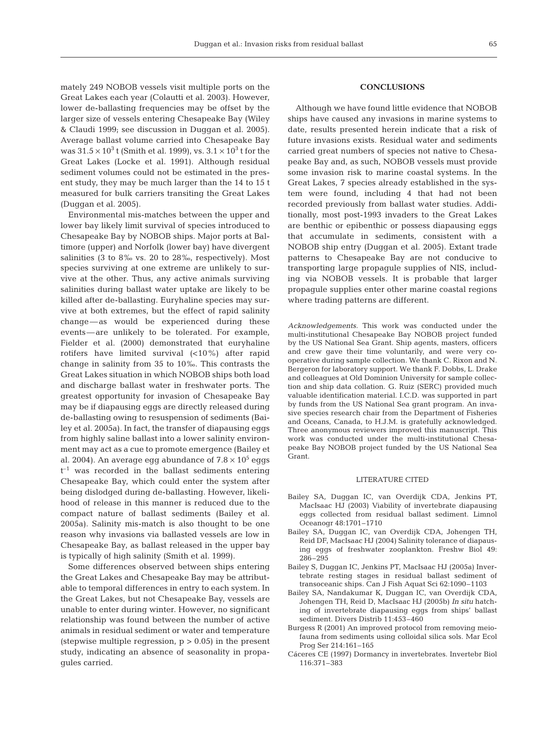mately 249 NOBOB vessels visit multiple ports on the Great Lakes each year (Colautti et al. 2003). However, lower de-ballasting frequencies may be offset by the larger size of vessels entering Chesapeake Bay (Wiley & Claudi 1999; see discussion in Duggan et al. 2005). Average ballast volume carried into Chesapeake Bay was $31.5 \times 10^3$ t (Smith et al. 1999), vs. $3.1 \times 10^3$ t for the Great Lakes (Locke et al. 1991). Although residual sediment volumes could not be estimated in the present study, they may be much larger than the 14 to 15 t measured for bulk carriers transiting the Great Lakes (Duggan et al. 2005).

Environmental mis-matches between the upper and lower bay likely limit survival of species introduced to Chesapeake Bay by NOBOB ships. Major ports at Baltimore (upper) and Norfolk (lower bay) have divergent salinities (3 to 8‰ vs. 20 to 28‰, respectively). Most species surviving at one extreme are unlikely to survive at the other. Thus, any active animals surviving salinities during ballast water uptake are likely to be killed after de-ballasting. Euryhaline species may survive at both extremes, but the effect of rapid salinity change — as would be experienced during these events — are unlikely to be tolerated. For example, Fielder et al. (2000) demonstrated that euryhaline rotifers have limited survival (<10%) after rapid change in salinity from 35 to 10‰. This contrasts the Great Lakes situation in which NOBOB ships both load and discharge ballast water in freshwater ports. The greatest opportunity for invasion of Chesapeake Bay may be if diapausing eggs are directly released during de-ballasting owing to resuspension of sediments (Bailey et al. 2005a). In fact, the transfer of diapausing eggs from highly saline ballast into a lower salinity environment may act as a cue to promote emergence (Bailey et al. 2004). An average egg abundance of $7.8 \times 10^5$ eggs $t^{-1}$ was recorded in the ballast sediments entering Chesapeake Bay, which could enter the system after being dislodged during de-ballasting. However, likelihood of release in this manner is reduced due to the compact nature of ballast sediments (Bailey et al. 2005a). Salinity mis-match is also thought to be one reason why invasions via ballasted vessels are low in Chesapeake Bay, as ballast released in the upper bay is typically of high salinity (Smith et al. 1999).

Some differences observed between ships entering the Great Lakes and Chesapeake Bay may be attributable to temporal differences in entry to each system. In the Great Lakes, but not Chesapeake Bay, vessels are unable to enter during winter. However, no significant relationship was found between the number of active animals in residual sediment or water and temperature (stepwise multiple regression, $p > 0.05$) in the present study, indicating an absence of seasonality in propagules carried.

## CONCLUSIONS

Although we have found little evidence that NOBOB ships have caused any invasions in marine systems to date, results presented herein indicate that a risk of future invasions exists. Residual water and sediments carried great numbers of species not native to Chesapeake Bay and, as such, NOBOB vessels must provide some invasion risk to marine coastal systems. In the Great Lakes, 7 species already established in the system were found, including 4 that had not been recorded previously from ballast water studies. Additionally, most post-1993 invaders to the Great Lakes are benthic or epibenthic or possess diapausing eggs that accumulate in sediments, consistent with a NOBOB ship entry (Duggan et al. 2005). Extant trade patterns to Chesapeake Bay are not conducive to transporting large propagule supplies of NIS, including via NOBOB vessels. It is probable that larger propagule supplies enter other marine coastal regions where trading patterns are different.

*Acknowledgements.* This work was conducted under the multi-institutional Chesapeake Bay NOBOB project funded by the US National Sea Grant. Ship agents, masters, officers and crew gave their time voluntarily, and were very cooperative during sample collection. We thank C. Rixon and N. Bergeron for laboratory support. We thank F. Dobbs, L. Drake and colleagues at Old Dominion University for sample collection and ship data collation. G. Ruiz (SERC) provided much valuable identification material. I.C.D. was supported in part by funds from the US National Sea grant program. An invasive species research chair from the Department of Fisheries and Oceans, Canada, to H.J.M. is gratefully acknowledged. Three anonymous reviewers improved this manuscript. This work was conducted under the multi-institutional Chesapeake Bay NOBOB project funded by the US National Sea Grant.

## LITERATURE CITED

- Bailey SA, Duggan IC, van Overdijk CDA, Jenkins PT, MacIsaac HJ (2003) Viability of invertebrate diapausing eggs collected from residual ballast sediment. Limnol Oceanogr 48:1701–1710
- Bailey SA, Duggan IC, van Overdijk CDA, Johengen TH, Reid DF, MacIsaac HJ (2004) Salinity tolerance of diapausing eggs of freshwater zooplankton. Freshw Biol 49: 286–295
- Bailey S, Duggan IC, Jenkins PT, MacIsaac HJ (2005a) Invertebrate resting stages in residual ballast sediment of transoceanic ships. Can J Fish Aquat Sci 62:1090–1103
- Bailey SA, Nandakumar K, Duggan IC, van Overdijk CDA, Johengen TH, Reid D, MacIsaac HJ (2005b) *In situ* hatching of invertebrate diapausing eggs from ships' ballast sediment. Divers Distrib 11:453–460
- Burgess R (2001) An improved protocol from removing meiofauna from sediments using colloidal silica sols. Mar Ecol Prog Ser 214:161–165
- Cáceres CE (1997) Dormancy in invertebrates. Invertebr Biol 116:371–383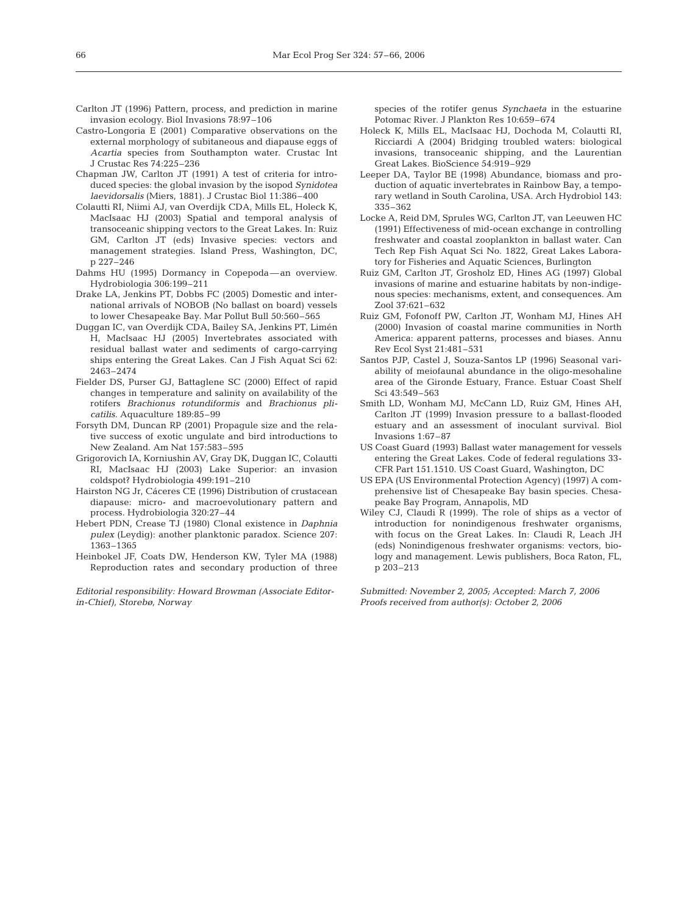Carlton JT (1996) Pattern, process, and prediction in marine invasion ecology. Biol Invasions 78:97–106

Castro-Longoria E (2001) Comparative observations on the external morphology of subitaneous and diapause eggs of *Acartia* species from Southampton water. Crustac Int J Crustac Res 74:225–236

Chapman JW, Carlton JT (1991) A test of criteria for introduced species: the global invasion by the isopod *Synidotea laevidorsalis* (Miers, 1881). J Crustac Biol 11:386–400

Colautti RI, Niimi AJ, van Overdijk CDA, Mills EL, Holeck K, MacIsaac HJ (2003) Spatial and temporal analysis of transoceanic shipping vectors to the Great Lakes. In: Ruiz GM, Carlton JT (eds) Invasive species: vectors and management strategies. Island Press, Washington, DC, p 227–246

Dahms HU (1995) Dormancy in Copepoda — an overview. Hydrobiologia 306:199–211

Drake LA, Jenkins PT, Dobbs FC (2005) Domestic and international arrivals of NOBOB (No ballast on board) vessels to lower Chesapeake Bay. Mar Pollut Bull 50:560–565

Duggan IC, van Overdijk CDA, Bailey SA, Jenkins PT, Limén H, MacIsaac HJ (2005) Invertebrates associated with residual ballast water and sediments of cargo-carrying ships entering the Great Lakes. Can J Fish Aquat Sci 62: 2463–2474

Fielder DS, Purser GJ, Battaglene SC (2000) Effect of rapid changes in temperature and salinity on availability of the rotifers *Brachionus rotundiformis* and *Brachionus plicatilis*. Aquaculture 189:85–99

Forsyth DM, Duncan RP (2001) Propagule size and the relative success of exotic ungulate and bird introductions to New Zealand. Am Nat 157:583–595

Grigorovich IA, Korniushin AV, Gray DK, Duggan IC, Colautti RI, MacIsaac HJ (2003) Lake Superior: an invasion coldspot? Hydrobiologia 499:191–210

Hairston NG Jr, Cáceres CE (1996) Distribution of crustacean diapause: micro- and macroevolutionary pattern and process. Hydrobiologia 320:27–44

Hebert PDN, Crease TJ (1980) Clonal existence in *Daphnia pulex* (Leydig): another planktonic paradox. Science 207: 1363–1365

Heinbokel JF, Coats DW, Henderson KW, Tyler MA (1988) Reproduction rates and secondary production of three species of the rotifer genus *Synchaeta* in the estuarine Potomac River. J Plankton Res 10:659–674

Holeck K, Mills EL, MacIsaac HJ, Dochoda M, Colautti RI, Ricciardi A (2004) Bridging troubled waters: biological invasions, transoceanic shipping, and the Laurentian Great Lakes. BioScience 54:919–929

Leeper DA, Taylor BE (1998) Abundance, biomass and production of aquatic invertebrates in Rainbow Bay, a temporary wetland in South Carolina, USA. Arch Hydrobiol 143: 335–362

Locke A, Reid DM, Sprules WG, Carlton JT, van Leeuwen HC (1991) Effectiveness of mid-ocean exchange in controlling freshwater and coastal zooplankton in ballast water. Can Tech Rep Fish Aquat Sci No. 1822, Great Lakes Laboratory for Fisheries and Aquatic Sciences, Burlington

Ruiz GM, Carlton JT, Grosholz ED, Hines AG (1997) Global invasions of marine and estuarine habitats by non-indigenous species: mechanisms, extent, and consequences. Am Zool 37:621–632

Ruiz GM, Fofonoff PW, Carlton JT, Wonham MJ, Hines AH (2000) Invasion of coastal marine communities in North America: apparent patterns, processes and biases. Annu Rev Ecol Syst 21:481–531

Santos PJP, Castel J, Souza-Santos LP (1996) Seasonal variability of meiofaunal abundance in the oligo-mesohaline area of the Gironde Estuary, France. Estuar Coast Shelf Sci 43:549–563

Smith LD, Wonham MJ, McCann LD, Ruiz GM, Hines AH, Carlton JT (1999) Invasion pressure to a ballast-flooded estuary and an assessment of inoculant survival. Biol Invasions 1:67–87

US Coast Guard (1993) Ballast water management for vessels entering the Great Lakes. Code of federal regulations 33-CFR Part 151.1510. US Coast Guard, Washington, DC

US EPA (US Environmental Protection Agency) (1997) A comprehensive list of Chesapeake Bay basin species. Chesapeake Bay Program, Annapolis, MD

Wiley CJ, Claudi R (1999). The role of ships as a vector of introduction for nonindigenous freshwater organisms, with focus on the Great Lakes. In: Claudi R, Leach JH (eds) Nonindigenous freshwater organisms: vectors, biology and management. Lewis publishers, Boca Raton, FL, p 203–213

*Editorial responsibility: Howard Browman (Associate Editor-in-Chief), Storebø, Norway*

*Submitted: November 2, 2005; Accepted: March 7, 2006*
*Proofs received from author(s): October 2, 2006*